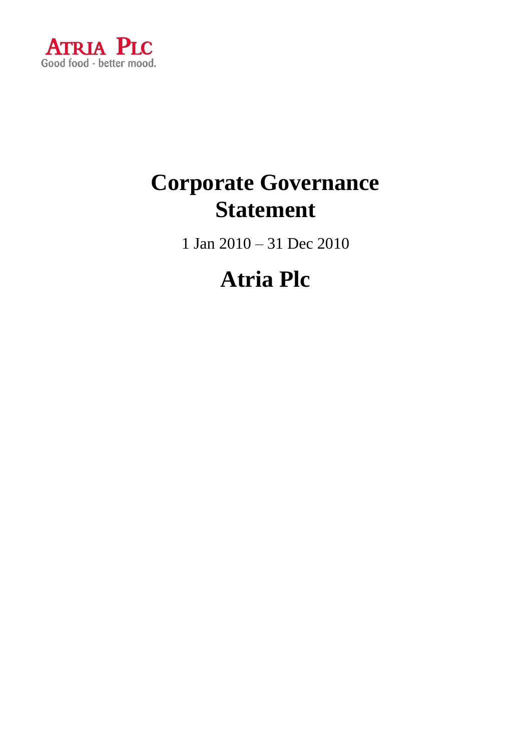ATRIA PLC
Good food - better mood.

# Corporate Governance Statement

1 Jan 2010 – 31 Dec 2010

# Atria Plc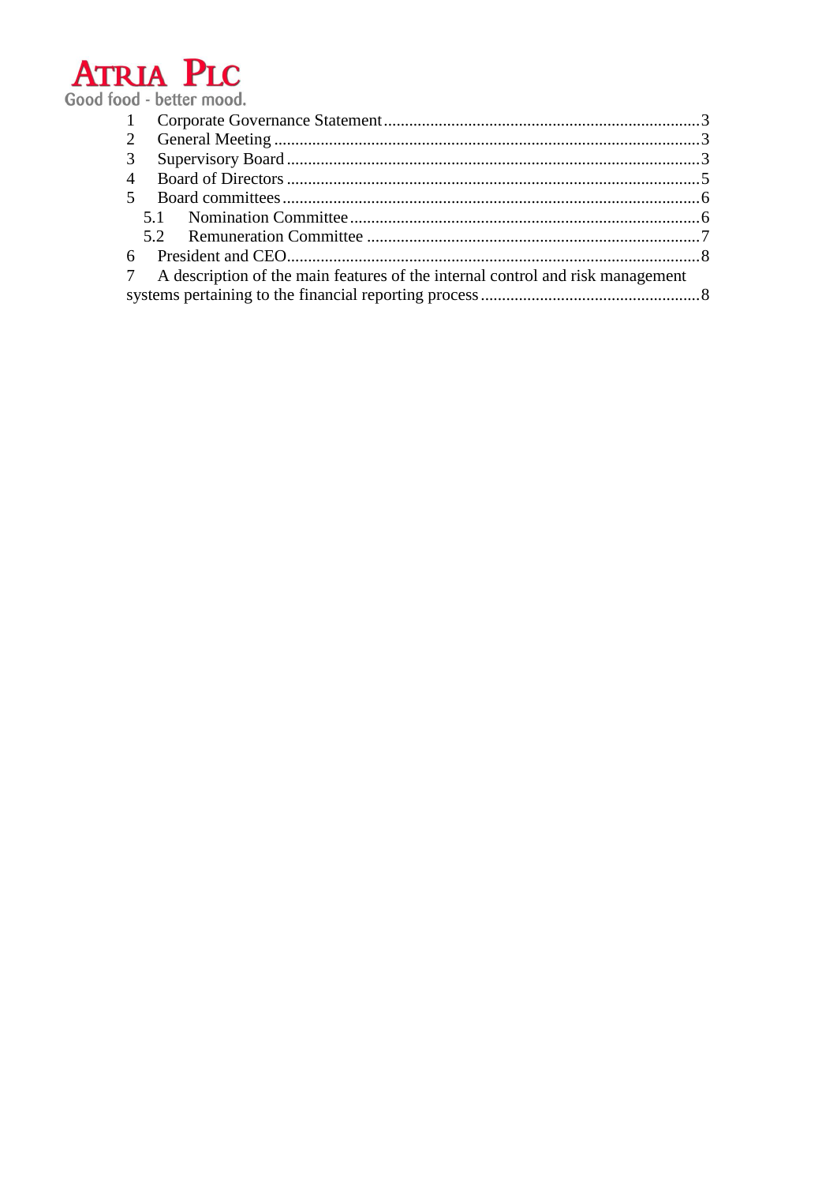1 Corporate Governance Statement...........................................................................3
2 General Meeting .....................................................................................................3
3 Supervisory Board ..................................................................................................3
4 Board of Directors ..................................................................................................5
5 Board committees...................................................................................................6
   5.1 Nomination Committee...................................................................................6
   5.2 Remuneration Committee ...............................................................................7
6 President and CEO..................................................................................................8
7 A description of the main features of the internal control and risk management systems pertaining to the financial reporting process....................................................8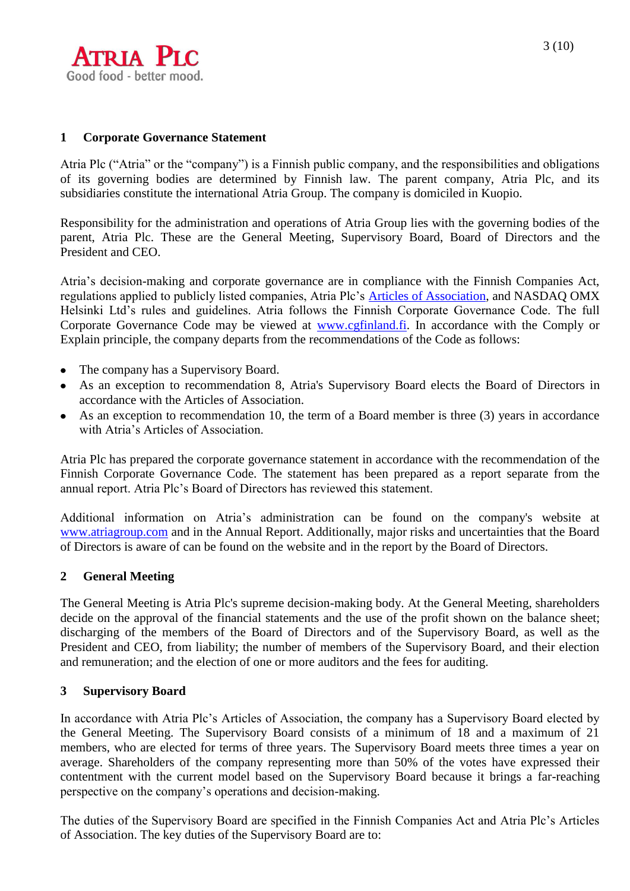## 1 Corporate Governance Statement

Atria Plc ("Atria" or the "company") is a Finnish public company, and the responsibilities and obligations of its governing bodies are determined by Finnish law. The parent company, Atria Plc, and its subsidiaries constitute the international Atria Group. The company is domiciled in Kuopio.

Responsibility for the administration and operations of Atria Group lies with the governing bodies of the parent, Atria Plc. These are the General Meeting, Supervisory Board, Board of Directors and the President and CEO.

Atria's decision-making and corporate governance are in compliance with the Finnish Companies Act, regulations applied to publicly listed companies, Atria Plc's Articles of Association, and NASDAQ OMX Helsinki Ltd's rules and guidelines. Atria follows the Finnish Corporate Governance Code. The full Corporate Governance Code may be viewed at www.cgfinland.fi. In accordance with the Comply or Explain principle, the company departs from the recommendations of the Code as follows:

- The company has a Supervisory Board.
- As an exception to recommendation 8, Atria's Supervisory Board elects the Board of Directors in accordance with the Articles of Association.
- As an exception to recommendation 10, the term of a Board member is three (3) years in accordance with Atria's Articles of Association.

Atria Plc has prepared the corporate governance statement in accordance with the recommendation of the Finnish Corporate Governance Code. The statement has been prepared as a report separate from the annual report. Atria Plc's Board of Directors has reviewed this statement.

Additional information on Atria's administration can be found on the company's website at www.atriagroup.com and in the Annual Report. Additionally, major risks and uncertainties that the Board of Directors is aware of can be found on the website and in the report by the Board of Directors.

## 2 General Meeting

The General Meeting is Atria Plc's supreme decision-making body. At the General Meeting, shareholders decide on the approval of the financial statements and the use of the profit shown on the balance sheet; discharging of the members of the Board of Directors and of the Supervisory Board, as well as the President and CEO, from liability; the number of members of the Supervisory Board, and their election and remuneration; and the election of one or more auditors and the fees for auditing.

## 3 Supervisory Board

In accordance with Atria Plc's Articles of Association, the company has a Supervisory Board elected by the General Meeting. The Supervisory Board consists of a minimum of 18 and a maximum of 21 members, who are elected for terms of three years. The Supervisory Board meets three times a year on average. Shareholders of the company representing more than 50% of the votes have expressed their contentment with the current model based on the Supervisory Board because it brings a far-reaching perspective on the company's operations and decision-making.

The duties of the Supervisory Board are specified in the Finnish Companies Act and Atria Plc's Articles of Association. The key duties of the Supervisory Board are to: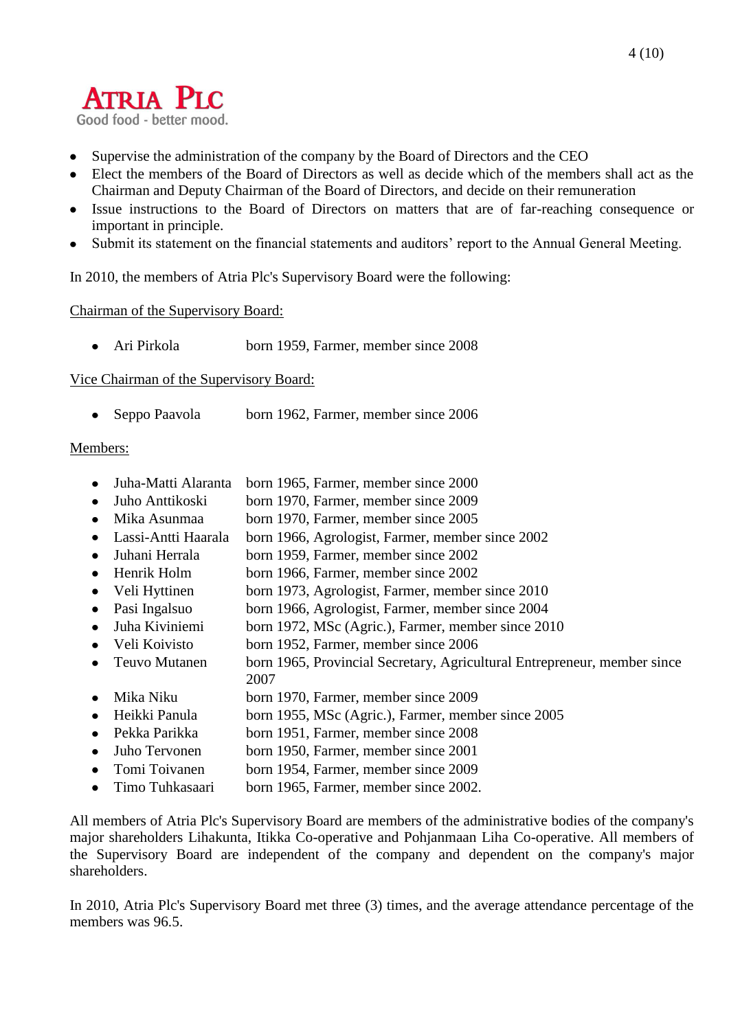- Supervise the administration of the company by the Board of Directors and the CEO
- Elect the members of the Board of Directors as well as decide which of the members shall act as the Chairman and Deputy Chairman of the Board of Directors, and decide on their remuneration
- Issue instructions to the Board of Directors on matters that are of far-reaching consequence or important in principle.
- Submit its statement on the financial statements and auditors' report to the Annual General Meeting.

In 2010, the members of Atria Plc's Supervisory Board were the following:

Chairman of the Supervisory Board:

- Ari Pirkola born 1959, Farmer, member since 2008

Vice Chairman of the Supervisory Board:

- Seppo Paavola born 1962, Farmer, member since 2006

Members:

- Juha-Matti Alaranta born 1965, Farmer, member since 2000
- Juho Anttikoski born 1970, Farmer, member since 2009
- Mika Asunmaa born 1970, Farmer, member since 2005
- Lassi-Antti Haarala born 1966, Agrologist, Farmer, member since 2002
- Juhani Herrala born 1959, Farmer, member since 2002
- Henrik Holm born 1966, Farmer, member since 2002
- Veli Hyttinen born 1973, Agrologist, Farmer, member since 2010
- Pasi Ingalsuo born 1966, Agrologist, Farmer, member since 2004
- Juha Kiviniemi born 1972, MSc (Agric.), Farmer, member since 2010
- Veli Koivisto born 1952, Farmer, member since 2006
- Teuvo Mutanen born 1965, Provincial Secretary, Agricultural Entrepreneur, member since 2007
- Mika Niku born 1970, Farmer, member since 2009
- Heikki Panula born 1955, MSc (Agric.), Farmer, member since 2005
- Pekka Parikka born 1951, Farmer, member since 2008
- Juho Tervonen born 1950, Farmer, member since 2001
- Tomi Toivanen born 1954, Farmer, member since 2009
- Timo Tuhkasaari born 1965, Farmer, member since 2002.

All members of Atria Plc's Supervisory Board are members of the administrative bodies of the company's major shareholders Lihakunta, Itikka Co-operative and Pohjanmaan Liha Co-operative. All members of the Supervisory Board are independent of the company and dependent on the company's major shareholders.

In 2010, Atria Plc's Supervisory Board met three (3) times, and the average attendance percentage of the members was 96.5.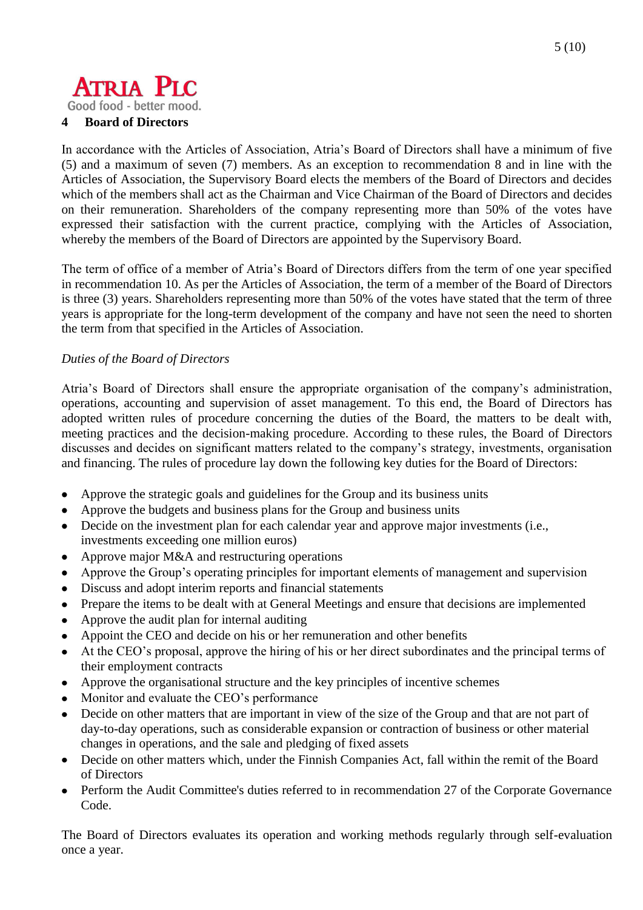## 4 Board of Directors

In accordance with the Articles of Association, Atria's Board of Directors shall have a minimum of five (5) and a maximum of seven (7) members. As an exception to recommendation 8 and in line with the Articles of Association, the Supervisory Board elects the members of the Board of Directors and decides which of the members shall act as the Chairman and Vice Chairman of the Board of Directors and decides on their remuneration. Shareholders of the company representing more than 50% of the votes have expressed their satisfaction with the current practice, complying with the Articles of Association, whereby the members of the Board of Directors are appointed by the Supervisory Board.

The term of office of a member of Atria's Board of Directors differs from the term of one year specified in recommendation 10. As per the Articles of Association, the term of a member of the Board of Directors is three (3) years. Shareholders representing more than 50% of the votes have stated that the term of three years is appropriate for the long-term development of the company and have not seen the need to shorten the term from that specified in the Articles of Association.

*Duties of the Board of Directors*

Atria's Board of Directors shall ensure the appropriate organisation of the company's administration, operations, accounting and supervision of asset management. To this end, the Board of Directors has adopted written rules of procedure concerning the duties of the Board, the matters to be dealt with, meeting practices and the decision-making procedure. According to these rules, the Board of Directors discusses and decides on significant matters related to the company's strategy, investments, organisation and financing. The rules of procedure lay down the following key duties for the Board of Directors:

- Approve the strategic goals and guidelines for the Group and its business units
- Approve the budgets and business plans for the Group and business units
- Decide on the investment plan for each calendar year and approve major investments (i.e., investments exceeding one million euros)
- Approve major M&A and restructuring operations
- Approve the Group's operating principles for important elements of management and supervision
- Discuss and adopt interim reports and financial statements
- Prepare the items to be dealt with at General Meetings and ensure that decisions are implemented
- Approve the audit plan for internal auditing
- Appoint the CEO and decide on his or her remuneration and other benefits
- At the CEO's proposal, approve the hiring of his or her direct subordinates and the principal terms of their employment contracts
- Approve the organisational structure and the key principles of incentive schemes
- Monitor and evaluate the CEO's performance
- Decide on other matters that are important in view of the size of the Group and that are not part of day-to-day operations, such as considerable expansion or contraction of business or other material changes in operations, and the sale and pledging of fixed assets
- Decide on other matters which, under the Finnish Companies Act, fall within the remit of the Board of Directors
- Perform the Audit Committee's duties referred to in recommendation 27 of the Corporate Governance Code.

The Board of Directors evaluates its operation and working methods regularly through self-evaluation once a year.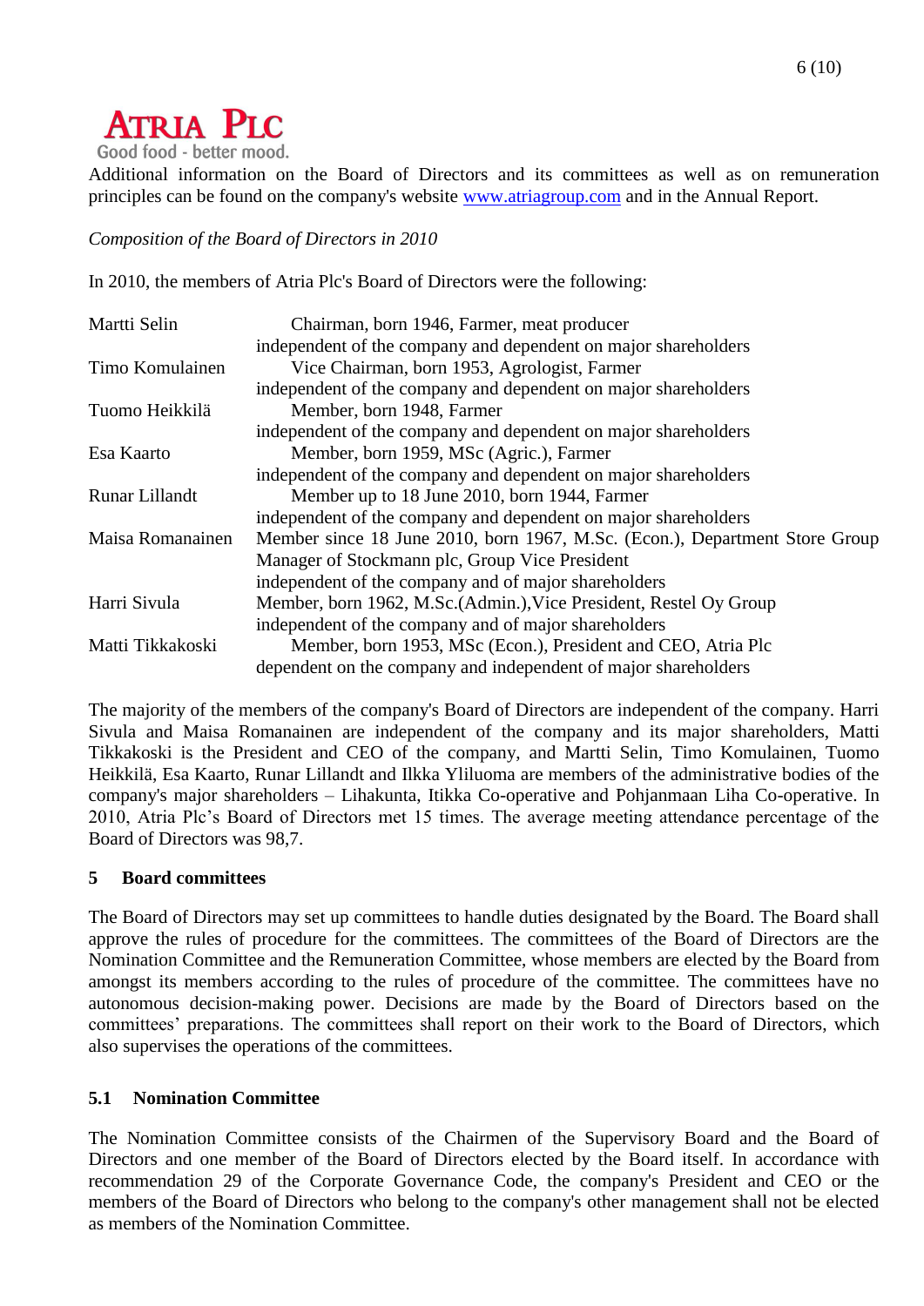Additional information on the Board of Directors and its committees as well as on remuneration principles can be found on the company's website www.atriagroup.com and in the Annual Report.

*Composition of the Board of Directors in 2010*

In 2010, the members of Atria Plc's Board of Directors were the following:

| | |
|---|---|
| Martti Selin | Chairman, born 1946, Farmer, meat producer<br>independent of the company and dependent on major shareholders |
| Timo Komulainen | Vice Chairman, born 1953, Agrologist, Farmer<br>independent of the company and dependent on major shareholders |
| Tuomo Heikkilä | Member, born 1948, Farmer<br>independent of the company and dependent on major shareholders |
| Esa Kaarto | Member, born 1959, MSc (Agric.), Farmer<br>independent of the company and dependent on major shareholders |
| Runar Lillandt | Member up to 18 June 2010, born 1944, Farmer<br>independent of the company and dependent on major shareholders |
| Maisa Romanainen | Member since 18 June 2010, born 1967, M.Sc. (Econ.), Department Store Group Manager of Stockmann plc, Group Vice President<br>independent of the company and of major shareholders |
| Harri Sivula | Member, born 1962, M.Sc.(Admin.),Vice President, Restel Oy Group<br>independent of the company and of major shareholders |
| Matti Tikkakoski | Member, born 1953, MSc (Econ.), President and CEO, Atria Plc<br>dependent on the company and independent of major shareholders |

The majority of the members of the company's Board of Directors are independent of the company. Harri Sivula and Maisa Romanainen are independent of the company and its major shareholders, Matti Tikkakoski is the President and CEO of the company, and Martti Selin, Timo Komulainen, Tuomo Heikkilä, Esa Kaarto, Runar Lillandt and Ilkka Yliluoma are members of the administrative bodies of the company's major shareholders – Lihakunta, Itikka Co-operative and Pohjanmaan Liha Co-operative. In 2010, Atria Plc's Board of Directors met 15 times. The average meeting attendance percentage of the Board of Directors was 98,7.

## 5 Board committees

The Board of Directors may set up committees to handle duties designated by the Board. The Board shall approve the rules of procedure for the committees. The committees of the Board of Directors are the Nomination Committee and the Remuneration Committee, whose members are elected by the Board from amongst its members according to the rules of procedure of the committee. The committees have no autonomous decision-making power. Decisions are made by the Board of Directors based on the committees' preparations. The committees shall report on their work to the Board of Directors, which also supervises the operations of the committees.

### 5.1 Nomination Committee

The Nomination Committee consists of the Chairmen of the Supervisory Board and the Board of Directors and one member of the Board of Directors elected by the Board itself. In accordance with recommendation 29 of the Corporate Governance Code, the company's President and CEO or the members of the Board of Directors who belong to the company's other management shall not be elected as members of the Nomination Committee.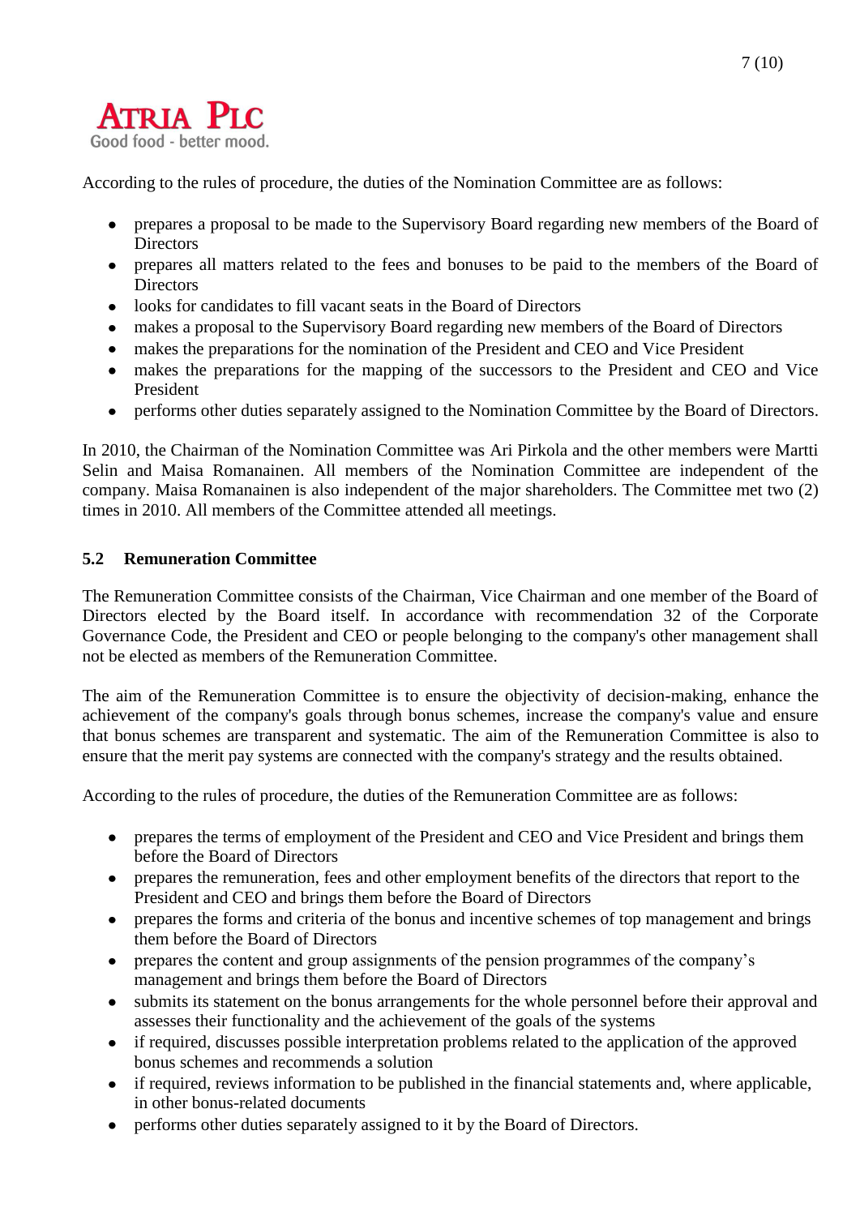According to the rules of procedure, the duties of the Nomination Committee are as follows:

- prepares a proposal to be made to the Supervisory Board regarding new members of the Board of Directors
- prepares all matters related to the fees and bonuses to be paid to the members of the Board of Directors
- looks for candidates to fill vacant seats in the Board of Directors
- makes a proposal to the Supervisory Board regarding new members of the Board of Directors
- makes the preparations for the nomination of the President and CEO and Vice President
- makes the preparations for the mapping of the successors to the President and CEO and Vice President
- performs other duties separately assigned to the Nomination Committee by the Board of Directors.

In 2010, the Chairman of the Nomination Committee was Ari Pirkola and the other members were Martti Selin and Maisa Romanainen. All members of the Nomination Committee are independent of the company. Maisa Romanainen is also independent of the major shareholders. The Committee met two (2) times in 2010. All members of the Committee attended all meetings.

### 5.2 Remuneration Committee

The Remuneration Committee consists of the Chairman, Vice Chairman and one member of the Board of Directors elected by the Board itself. In accordance with recommendation 32 of the Corporate Governance Code, the President and CEO or people belonging to the company's other management shall not be elected as members of the Remuneration Committee.

The aim of the Remuneration Committee is to ensure the objectivity of decision-making, enhance the achievement of the company's goals through bonus schemes, increase the company's value and ensure that bonus schemes are transparent and systematic. The aim of the Remuneration Committee is also to ensure that the merit pay systems are connected with the company's strategy and the results obtained.

According to the rules of procedure, the duties of the Remuneration Committee are as follows:

- prepares the terms of employment of the President and CEO and Vice President and brings them before the Board of Directors
- prepares the remuneration, fees and other employment benefits of the directors that report to the President and CEO and brings them before the Board of Directors
- prepares the forms and criteria of the bonus and incentive schemes of top management and brings them before the Board of Directors
- prepares the content and group assignments of the pension programmes of the company's management and brings them before the Board of Directors
- submits its statement on the bonus arrangements for the whole personnel before their approval and assesses their functionality and the achievement of the goals of the systems
- if required, discusses possible interpretation problems related to the application of the approved bonus schemes and recommends a solution
- if required, reviews information to be published in the financial statements and, where applicable, in other bonus-related documents
- performs other duties separately assigned to it by the Board of Directors.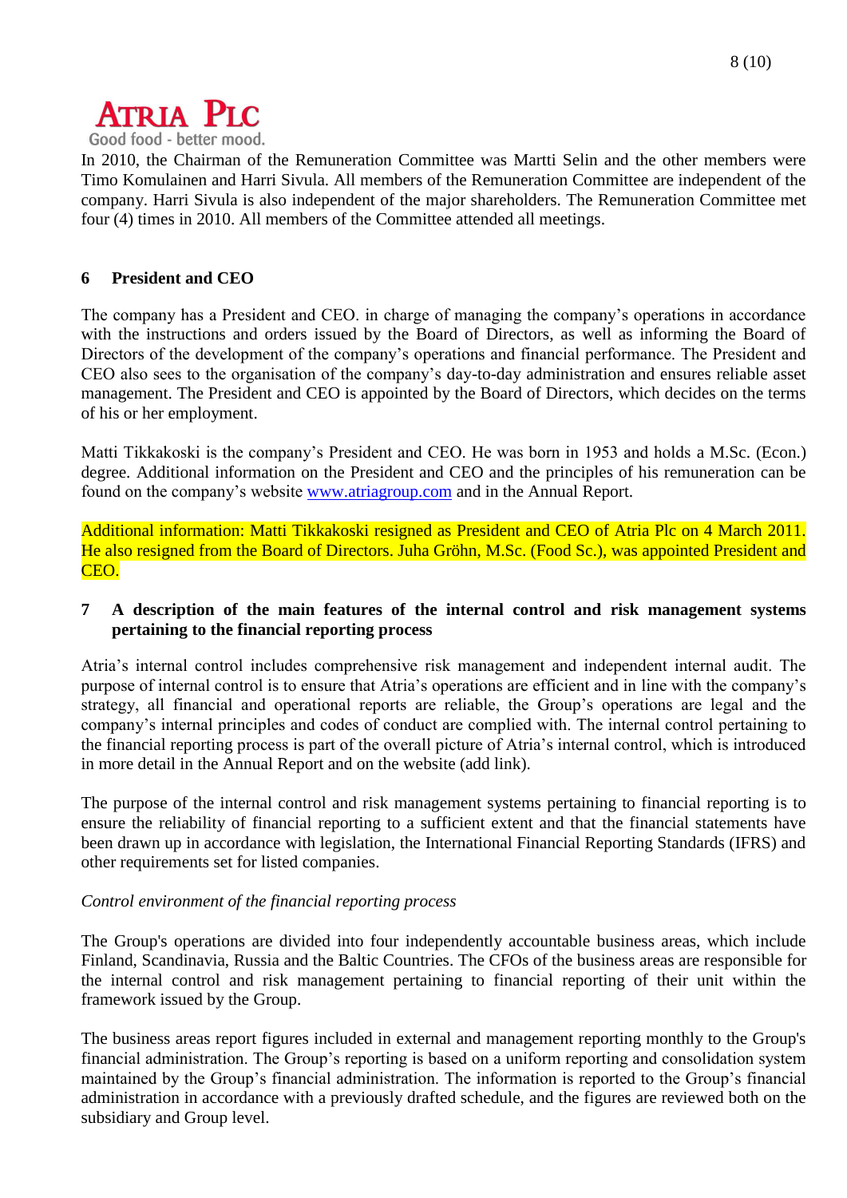In 2010, the Chairman of the Remuneration Committee was Martti Selin and the other members were Timo Komulainen and Harri Sivula. All members of the Remuneration Committee are independent of the company. Harri Sivula is also independent of the major shareholders. The Remuneration Committee met four (4) times in 2010. All members of the Committee attended all meetings.

## 6 President and CEO

The company has a President and CEO. in charge of managing the company's operations in accordance with the instructions and orders issued by the Board of Directors, as well as informing the Board of Directors of the development of the company's operations and financial performance. The President and CEO also sees to the organisation of the company's day-to-day administration and ensures reliable asset management. The President and CEO is appointed by the Board of Directors, which decides on the terms of his or her employment.

Matti Tikkakoski is the company's President and CEO. He was born in 1953 and holds a M.Sc. (Econ.) degree. Additional information on the President and CEO and the principles of his remuneration can be found on the company's website www.atriagroup.com and in the Annual Report.

Additional information: Matti Tikkakoski resigned as President and CEO of Atria Plc on 4 March 2011. He also resigned from the Board of Directors. Juha Gröhn, M.Sc. (Food Sc.), was appointed President and CEO.

## 7 A description of the main features of the internal control and risk management systems pertaining to the financial reporting process

Atria's internal control includes comprehensive risk management and independent internal audit. The purpose of internal control is to ensure that Atria's operations are efficient and in line with the company's strategy, all financial and operational reports are reliable, the Group's operations are legal and the company's internal principles and codes of conduct are complied with. The internal control pertaining to the financial reporting process is part of the overall picture of Atria's internal control, which is introduced in more detail in the Annual Report and on the website (add link).

The purpose of the internal control and risk management systems pertaining to financial reporting is to ensure the reliability of financial reporting to a sufficient extent and that the financial statements have been drawn up in accordance with legislation, the International Financial Reporting Standards (IFRS) and other requirements set for listed companies.

*Control environment of the financial reporting process*

The Group's operations are divided into four independently accountable business areas, which include Finland, Scandinavia, Russia and the Baltic Countries. The CFOs of the business areas are responsible for the internal control and risk management pertaining to financial reporting of their unit within the framework issued by the Group.

The business areas report figures included in external and management reporting monthly to the Group's financial administration. The Group's reporting is based on a uniform reporting and consolidation system maintained by the Group's financial administration. The information is reported to the Group's financial administration in accordance with a previously drafted schedule, and the figures are reviewed both on the subsidiary and Group level.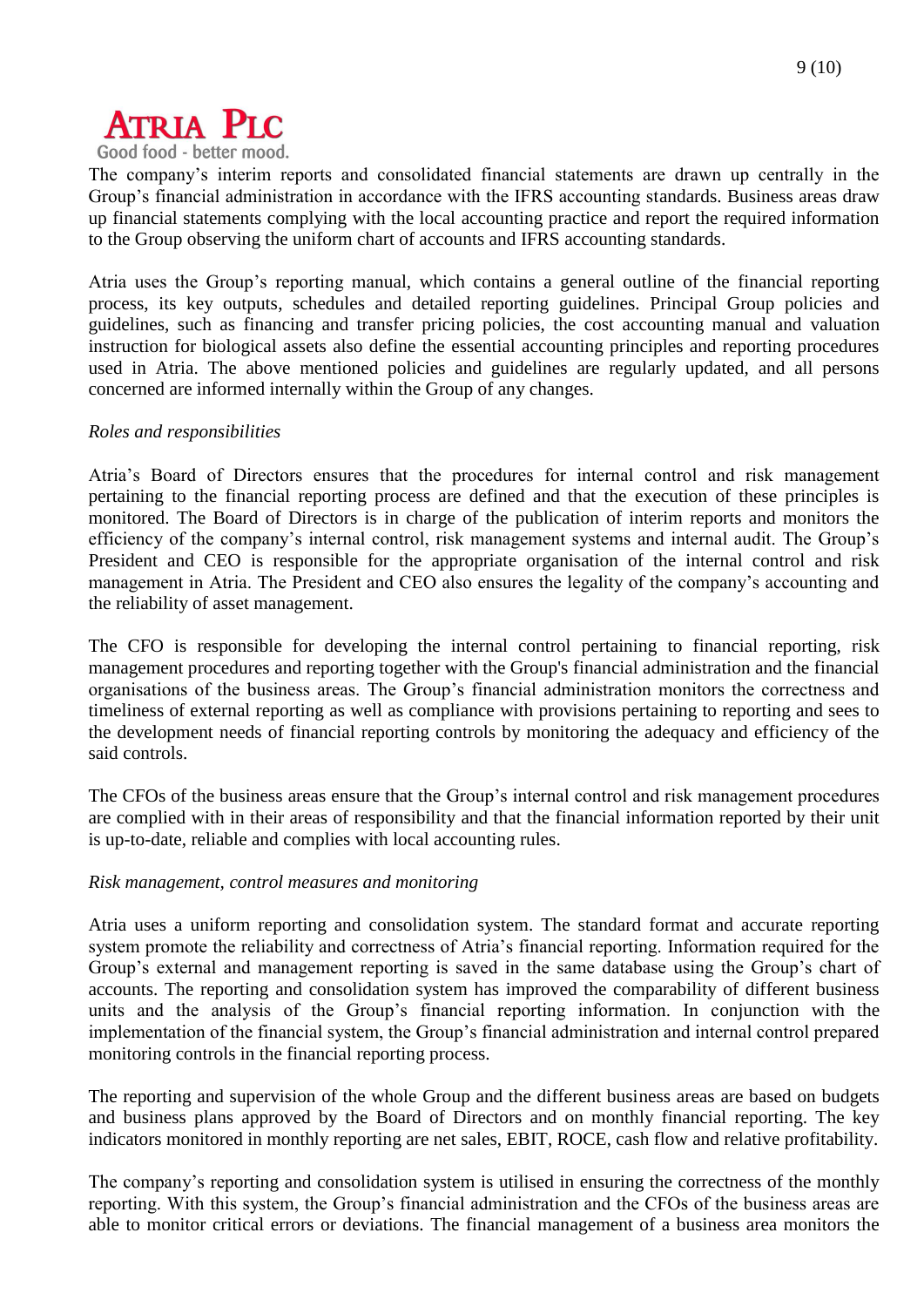The company's interim reports and consolidated financial statements are drawn up centrally in the Group's financial administration in accordance with the IFRS accounting standards. Business areas draw up financial statements complying with the local accounting practice and report the required information to the Group observing the uniform chart of accounts and IFRS accounting standards.

Atria uses the Group's reporting manual, which contains a general outline of the financial reporting process, its key outputs, schedules and detailed reporting guidelines. Principal Group policies and guidelines, such as financing and transfer pricing policies, the cost accounting manual and valuation instruction for biological assets also define the essential accounting principles and reporting procedures used in Atria. The above mentioned policies and guidelines are regularly updated, and all persons concerned are informed internally within the Group of any changes.

*Roles and responsibilities*

Atria's Board of Directors ensures that the procedures for internal control and risk management pertaining to the financial reporting process are defined and that the execution of these principles is monitored. The Board of Directors is in charge of the publication of interim reports and monitors the efficiency of the company's internal control, risk management systems and internal audit. The Group's President and CEO is responsible for the appropriate organisation of the internal control and risk management in Atria. The President and CEO also ensures the legality of the company's accounting and the reliability of asset management.

The CFO is responsible for developing the internal control pertaining to financial reporting, risk management procedures and reporting together with the Group's financial administration and the financial organisations of the business areas. The Group's financial administration monitors the correctness and timeliness of external reporting as well as compliance with provisions pertaining to reporting and sees to the development needs of financial reporting controls by monitoring the adequacy and efficiency of the said controls.

The CFOs of the business areas ensure that the Group's internal control and risk management procedures are complied with in their areas of responsibility and that the financial information reported by their unit is up-to-date, reliable and complies with local accounting rules.

*Risk management, control measures and monitoring*

Atria uses a uniform reporting and consolidation system. The standard format and accurate reporting system promote the reliability and correctness of Atria's financial reporting. Information required for the Group's external and management reporting is saved in the same database using the Group's chart of accounts. The reporting and consolidation system has improved the comparability of different business units and the analysis of the Group's financial reporting information. In conjunction with the implementation of the financial system, the Group's financial administration and internal control prepared monitoring controls in the financial reporting process.

The reporting and supervision of the whole Group and the different business areas are based on budgets and business plans approved by the Board of Directors and on monthly financial reporting. The key indicators monitored in monthly reporting are net sales, EBIT, ROCE, cash flow and relative profitability.

The company's reporting and consolidation system is utilised in ensuring the correctness of the monthly reporting. With this system, the Group's financial administration and the CFOs of the business areas are able to monitor critical errors or deviations. The financial management of a business area monitors the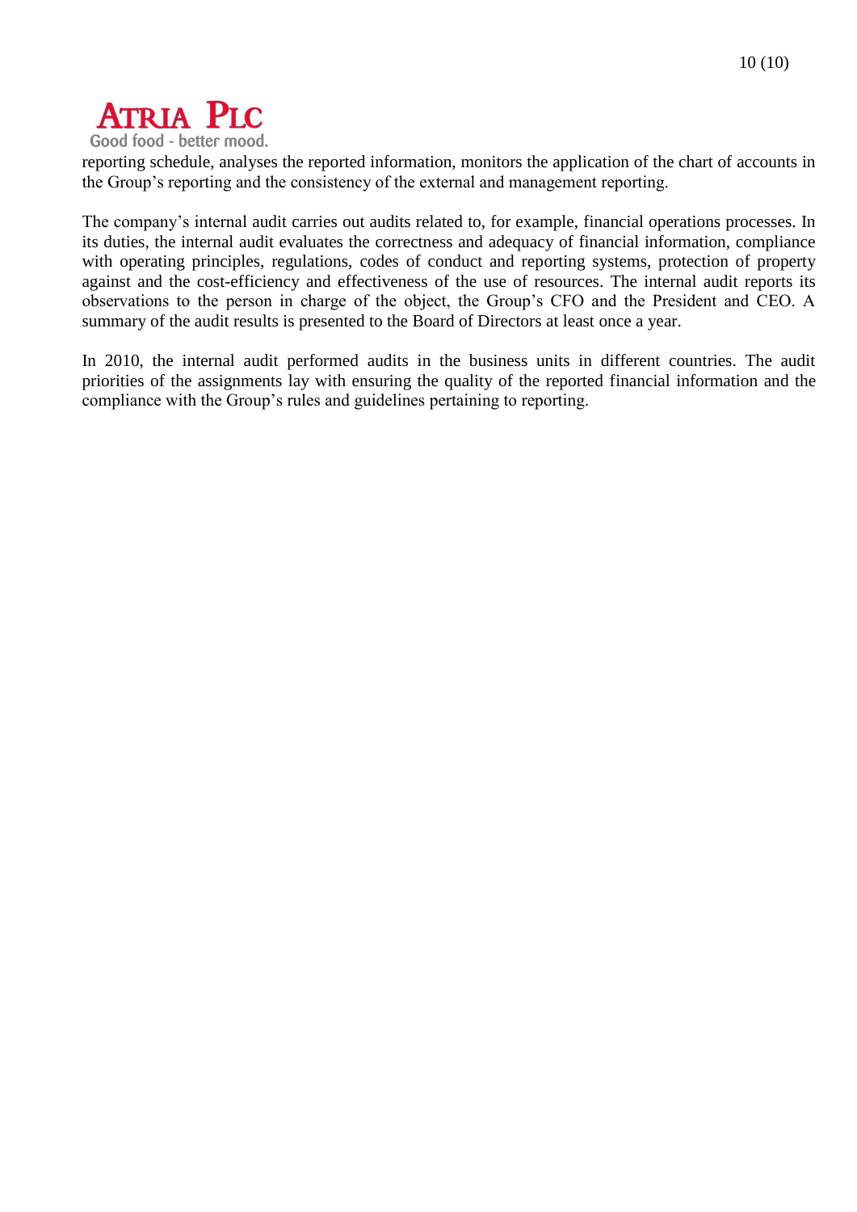reporting schedule, analyses the reported information, monitors the application of the chart of accounts in the Group's reporting and the consistency of the external and management reporting.

The company's internal audit carries out audits related to, for example, financial operations processes. In its duties, the internal audit evaluates the correctness and adequacy of financial information, compliance with operating principles, regulations, codes of conduct and reporting systems, protection of property against and the cost-efficiency and effectiveness of the use of resources. The internal audit reports its observations to the person in charge of the object, the Group's CFO and the President and CEO. A summary of the audit results is presented to the Board of Directors at least once a year.

In 2010, the internal audit performed audits in the business units in different countries. The audit priorities of the assignments lay with ensuring the quality of the reported financial information and the compliance with the Group's rules and guidelines pertaining to reporting.